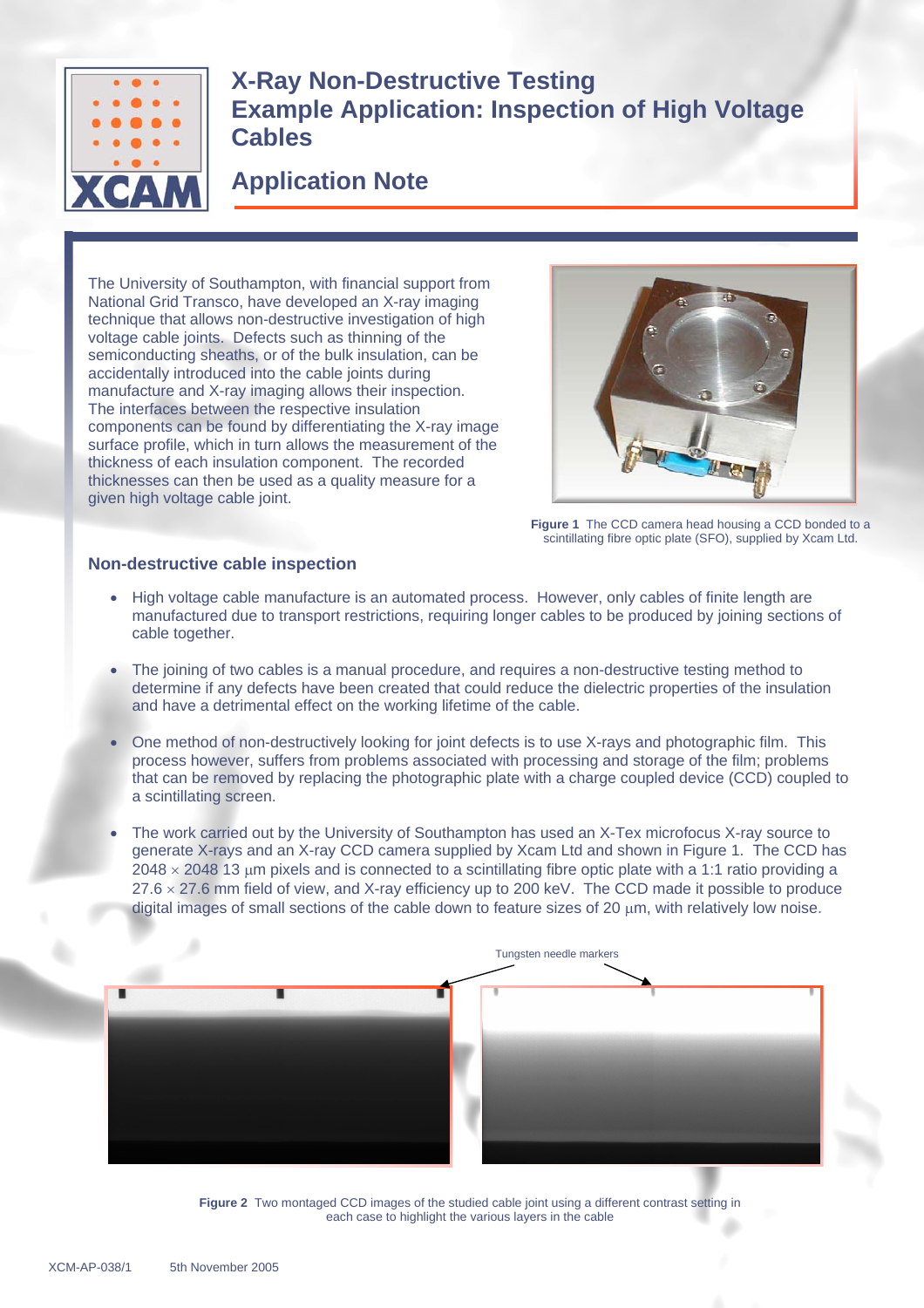# X-Ray Non-Destructive Testing
# Example Application: Inspection of High Voltage Cables

## Application Note

The University of Southampton, with financial support from National Grid Transco, have developed an X-ray imaging technique that allows non-destructive investigation of high voltage cable joints. Defects such as thinning of the semiconducting sheaths, or of the bulk insulation, can be accidentally introduced into the cable joints during manufacture and X-ray imaging allows their inspection. The interfaces between the respective insulation components can be found by differentiating the X-ray image surface profile, which in turn allows the measurement of the thickness of each insulation component. The recorded thicknesses can then be used as a quality measure for a given high voltage cable joint.

**Figure 1** The CCD camera head housing a CCD bonded to a scintillating fibre optic plate (SFO), supplied by Xcam Ltd.

### Non-destructive cable inspection

- High voltage cable manufacture is an automated process. However, only cables of finite length are manufactured due to transport restrictions, requiring longer cables to be produced by joining sections of cable together.
- The joining of two cables is a manual procedure, and requires a non-destructive testing method to determine if any defects have been created that could reduce the dielectric properties of the insulation and have a detrimental effect on the working lifetime of the cable.
- One method of non-destructively looking for joint defects is to use X-rays and photographic film. This process however, suffers from problems associated with processing and storage of the film; problems that can be removed by replacing the photographic plate with a charge coupled device (CCD) coupled to a scintillating screen.
- The work carried out by the University of Southampton has used an X-Tex microfocus X-ray source to generate X-rays and an X-ray CCD camera supplied by Xcam Ltd and shown in Figure 1. The CCD has 2048 × 2048 13 μm pixels and is connected to a scintillating fibre optic plate with a 1:1 ratio providing a 27.6 × 27.6 mm field of view, and X-ray efficiency up to 200 keV. The CCD made it possible to produce digital images of small sections of the cable down to feature sizes of 20 μm, with relatively low noise.

Tungsten needle markers

**Figure 2** Two montaged CCD images of the studied cable joint using a different contrast setting in each case to highlight the various layers in the cable

XCM-AP-038/1 5th November 2005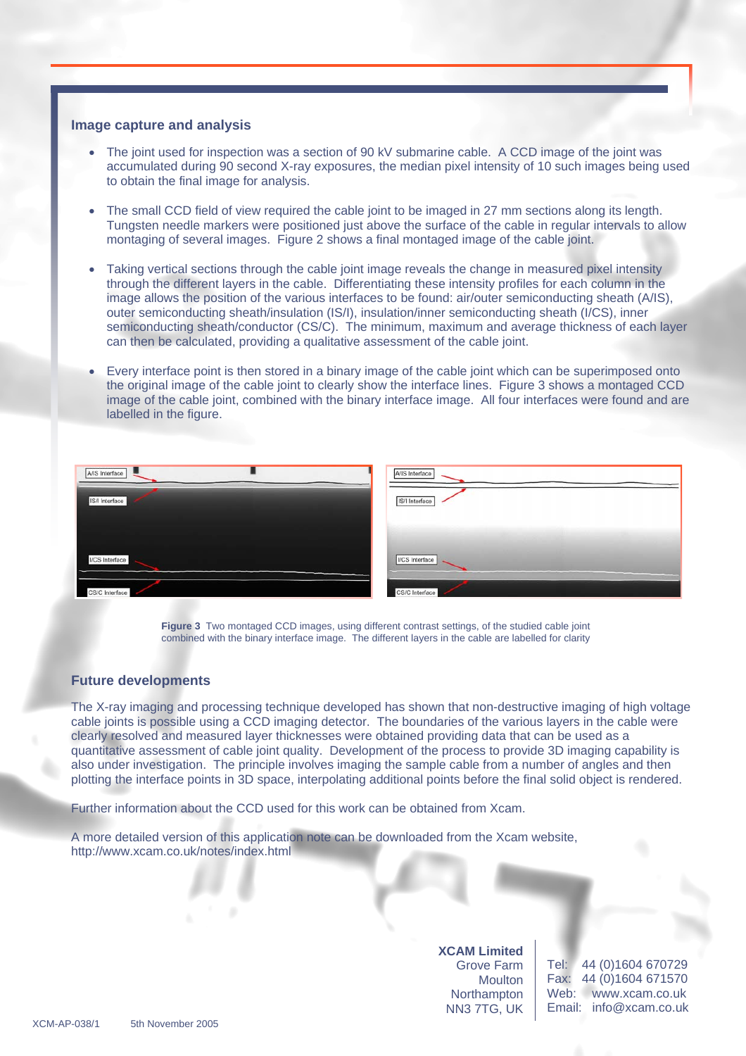## Image capture and analysis

- The joint used for inspection was a section of 90 kV submarine cable. A CCD image of the joint was accumulated during 90 second X-ray exposures, the median pixel intensity of 10 such images being used to obtain the final image for analysis.
- The small CCD field of view required the cable joint to be imaged in 27 mm sections along its length. Tungsten needle markers were positioned just above the surface of the cable in regular intervals to allow montaging of several images. Figure 2 shows a final montaged image of the cable joint.
- Taking vertical sections through the cable joint image reveals the change in measured pixel intensity through the different layers in the cable. Differentiating these intensity profiles for each column in the image allows the position of the various interfaces to be found: air/outer semiconducting sheath (A/IS), outer semiconducting sheath/insulation (IS/I), insulation/inner semiconducting sheath (I/CS), inner semiconducting sheath/conductor (CS/C). The minimum, maximum and average thickness of each layer can then be calculated, providing a qualitative assessment of the cable joint.
- Every interface point is then stored in a binary image of the cable joint which can be superimposed onto the original image of the cable joint to clearly show the interface lines. Figure 3 shows a montaged CCD image of the cable joint, combined with the binary interface image. All four interfaces were found and are labelled in the figure.

A/IS Interface
IS/I Interface
I/CS Interface
CS/C Interface

A/IS Interface
IS/I Interface
I/CS Interface
CS/C Interface

**Figure 3** Two montaged CCD images, using different contrast settings, of the studied cable joint combined with the binary interface image. The different layers in the cable are labelled for clarity

## Future developments

The X-ray imaging and processing technique developed has shown that non-destructive imaging of high voltage cable joints is possible using a CCD imaging detector. The boundaries of the various layers in the cable were clearly resolved and measured layer thicknesses were obtained providing data that can be used as a quantitative assessment of cable joint quality. Development of the process to provide 3D imaging capability is also under investigation. The principle involves imaging the sample cable from a number of angles and then plotting the interface points in 3D space, interpolating additional points before the final solid object is rendered.

Further information about the CCD used for this work can be obtained from Xcam.

A more detailed version of this application note can be downloaded from the Xcam website, http://www.xcam.co.uk/notes/index.html

**XCAM Limited**
Grove Farm
Moulton
Northampton
NN3 7TG, UK

Tel: 44 (0)1604 670729
Fax: 44 (0)1604 671570
Web: www.xcam.co.uk
Email: info@xcam.co.uk

XCM-AP-038/1 5th November 2005